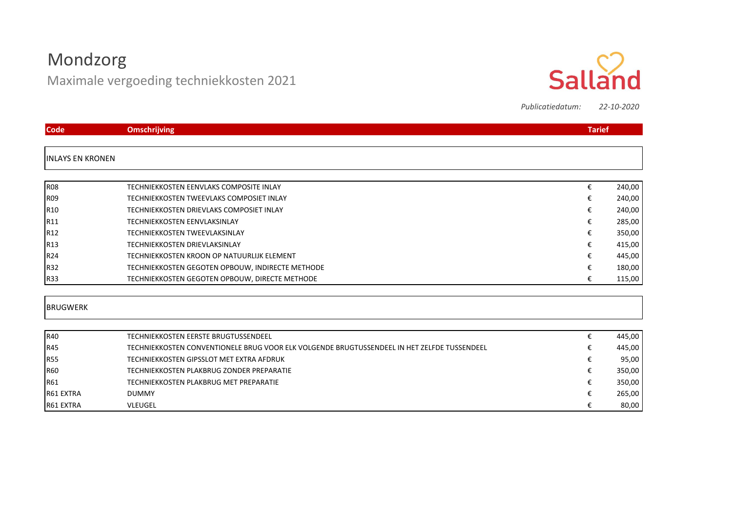# Mondzorg

## Maximale vergoeding techniekkosten 2021

Salland

*Publicatiedatum:* *22-10-2020*

| Code | Omschrijving | Tarief |
|---|---|---|
| **INLAYS EN KRONEN** | | |
| R08 | TECHNIEKKOSTEN EENVLAKS COMPOSITE INLAY | € 240,00 |
| R09 | TECHNIEKKOSTEN TWEEVLAKS COMPOSIET INLAY | € 240,00 |
| R10 | TECHNIEKKOSTEN DRIEVLAKS COMPOSIET INLAY | € 240,00 |
| R11 | TECHNIEKKOSTEN EENVLAKSINLAY | € 285,00 |
| R12 | TECHNIEKKOSTEN TWEEVLAKSINLAY | € 350,00 |
| R13 | TECHNIEKKOSTEN DRIEVLAKSINLAY | € 415,00 |
| R24 | TECHNIEKKOSTEN KROON OP NATUURLIJK ELEMENT | € 445,00 |
| R32 | TECHNIEKKOSTEN GEGOTEN OPBOUW, INDIRECTE METHODE | € 180,00 |
| R33 | TECHNIEKKOSTEN GEGOTEN OPBOUW, DIRECTE METHODE | € 115,00 |
| **BRUGWERK** | | |
| R40 | TECHNIEKKOSTEN EERSTE BRUGTUSSENDEEL | € 445,00 |
| R45 | TECHNIEKKOSTEN CONVENTIONELE BRUG VOOR ELK VOLGENDE BRUGTUSSENDEEL IN HET ZELFDE TUSSENDEEL | € 445,00 |
| R55 | TECHNIEKKOSTEN GIPSSLOT MET EXTRA AFDRUK | € 95,00 |
| R60 | TECHNIEKKOSTEN PLAKBRUG ZONDER PREPARATIE | € 350,00 |
| R61 | TECHNIEKKOSTEN PLAKBRUG MET PREPARATIE | € 350,00 |
| R61 EXTRA | DUMMY | € 265,00 |
| R61 EXTRA | VLEUGEL | € 80,00 |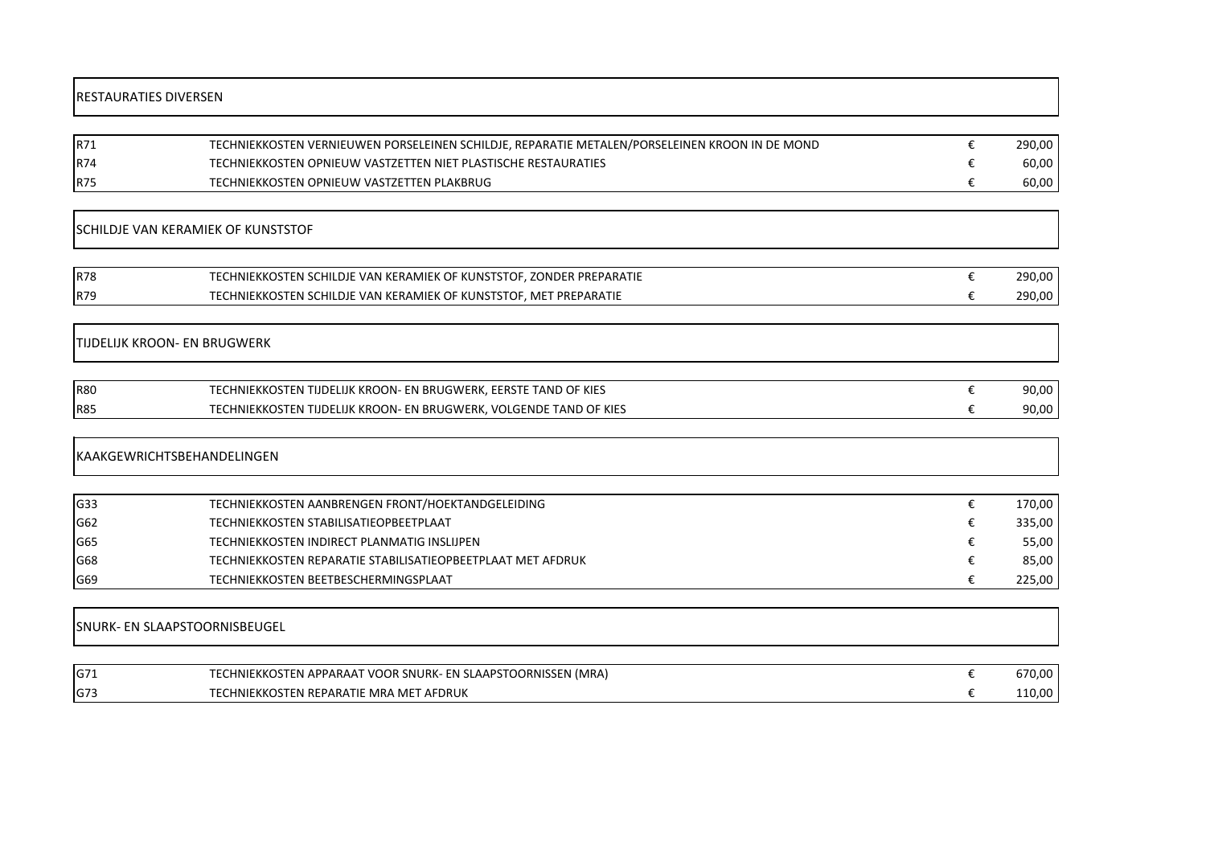## RESTAURATIES DIVERSEN

| | | | |
|---|---|---|---|
| R71 | TECHNIEKKOSTEN VERNIEUWEN PORSELEINEN SCHILDJE, REPARATIE METALEN/PORSELEINEN KROON IN DE MOND | € | 290,00 |
| R74 | TECHNIEKKOSTEN OPNIEUW VASTZETTEN NIET PLASTISCHE RESTAURATIES | € | 60,00 |
| R75 | TECHNIEKKOSTEN OPNIEUW VASTZETTEN PLAKBRUG | € | 60,00 |

## SCHILDJE VAN KERAMIEK OF KUNSTSTOF

| | | | |
|---|---|---|---|
| R78 | TECHNIEKKOSTEN SCHILDJE VAN KERAMIEK OF KUNSTSTOF, ZONDER PREPARATIE | € | 290,00 |
| R79 | TECHNIEKKOSTEN SCHILDJE VAN KERAMIEK OF KUNSTSTOF, MET PREPARATIE | € | 290,00 |

## TIJDELIJK KROON- EN BRUGWERK

| | | | |
|---|---|---|---|
| R80 | TECHNIEKKOSTEN TIJDELIJK KROON- EN BRUGWERK, EERSTE TAND OF KIES | € | 90,00 |
| R85 | TECHNIEKKOSTEN TIJDELIJK KROON- EN BRUGWERK, VOLGENDE TAND OF KIES | € | 90,00 |

## KAAKGEWRICHTSBEHANDELINGEN

| | | | |
|---|---|---|---|
| G33 | TECHNIEKKOSTEN AANBRENGEN FRONT/HOEKTANDGELEIDING | € | 170,00 |
| G62 | TECHNIEKKOSTEN STABILISATIEOPBEETPLAAT | € | 335,00 |
| G65 | TECHNIEKKOSTEN INDIRECT PLANMATIG INSLIJPEN | € | 55,00 |
| G68 | TECHNIEKKOSTEN REPARATIE STABILISATIEOPBEETPLAAT MET AFDRUK | € | 85,00 |
| G69 | TECHNIEKKOSTEN BEETBESCHERMINGSPLAAT | € | 225,00 |

## SNURK- EN SLAAPSTOORNISBEUGEL

| | | | |
|---|---|---|---|
| G71 | TECHNIEKKOSTEN APPARAAT VOOR SNURK- EN SLAAPSTOORNISSEN (MRA) | € | 670,00 |
| G73 | TECHNIEKKOSTEN REPARATIE MRA MET AFDRUK | € | 110,00 |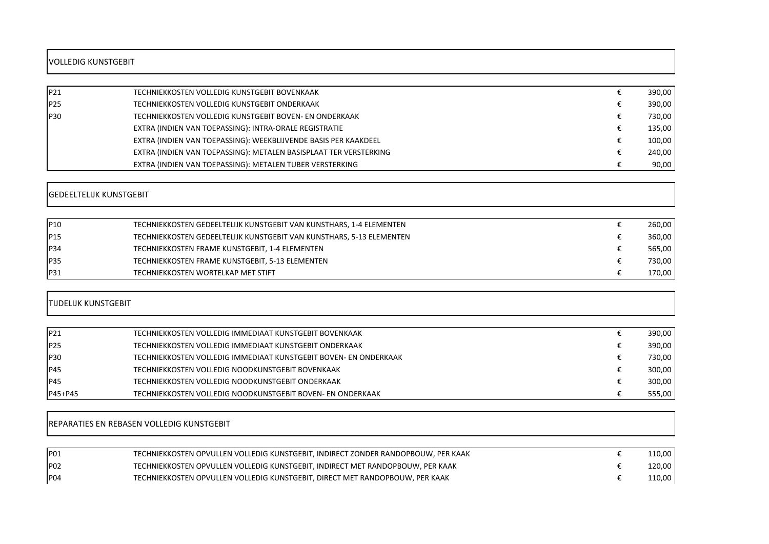## VOLLEDIG KUNSTGEBIT

| Code | Omschrijving | | Bedrag |
|---|---|---|---|
| P21 | TECHNIEKKOSTEN VOLLEDIG KUNSTGEBIT BOVENKAAK | € | 390,00 |
| P25 | TECHNIEKKOSTEN VOLLEDIG KUNSTGEBIT ONDERKAAK | € | 390,00 |
| P30 | TECHNIEKKOSTEN VOLLEDIG KUNSTGEBIT BOVEN- EN ONDERKAAK | € | 730,00 |
| | EXTRA (INDIEN VAN TOEPASSING): INTRA-ORALE REGISTRATIE | € | 135,00 |
| | EXTRA (INDIEN VAN TOEPASSING): WEEKBLIJVENDE BASIS PER KAAKDEEL | € | 100,00 |
| | EXTRA (INDIEN VAN TOEPASSING): METALEN BASISPLAAT TER VERSTERKING | € | 240,00 |
| | EXTRA (INDIEN VAN TOEPASSING): METALEN TUBER VERSTERKING | € | 90,00 |

## GEDEELTELIJK KUNSTGEBIT

| Code | Omschrijving | | Bedrag |
|---|---|---|---|
| P10 | TECHNIEKKOSTEN GEDEELTELIJK KUNSTGEBIT VAN KUNSTHARS, 1-4 ELEMENTEN | € | 260,00 |
| P15 | TECHNIEKKOSTEN GEDEELTELIJK KUNSTGEBIT VAN KUNSTHARS, 5-13 ELEMENTEN | € | 360,00 |
| P34 | TECHNIEKKOSTEN FRAME KUNSTGEBIT, 1-4 ELEMENTEN | € | 565,00 |
| P35 | TECHNIEKKOSTEN FRAME KUNSTGEBIT, 5-13 ELEMENTEN | € | 730,00 |
| P31 | TECHNIEKKOSTEN WORTELKAP MET STIFT | € | 170,00 |

## TIJDELIJK KUNSTGEBIT

| Code | Omschrijving | | Bedrag |
|---|---|---|---|
| P21 | TECHNIEKKOSTEN VOLLEDIG IMMEDIAAT KUNSTGEBIT BOVENKAAK | € | 390,00 |
| P25 | TECHNIEKKOSTEN VOLLEDIG IMMEDIAAT KUNSTGEBIT ONDERKAAK | € | 390,00 |
| P30 | TECHNIEKKOSTEN VOLLEDIG IMMEDIAAT KUNSTGEBIT BOVEN- EN ONDERKAAK | € | 730,00 |
| P45 | TECHNIEKKOSTEN VOLLEDIG NOODKUNSTGEBIT BOVENKAAK | € | 300,00 |
| P45 | TECHNIEKKOSTEN VOLLEDIG NOODKUNSTGEBIT ONDERKAAK | € | 300,00 |
| P45+P45 | TECHNIEKKOSTEN VOLLEDIG NOODKUNSTGEBIT BOVEN- EN ONDERKAAK | € | 555,00 |

## REPARATIES EN REBASEN VOLLEDIG KUNSTGEBIT

| Code | Omschrijving | | Bedrag |
|---|---|---|---|
| P01 | TECHNIEKKOSTEN OPVULLEN VOLLEDIG KUNSTGEBIT, INDIRECT ZONDER RANDOPBOUW, PER KAAK | € | 110,00 |
| P02 | TECHNIEKKOSTEN OPVULLEN VOLLEDIG KUNSTGEBIT, INDIRECT MET RANDOPBOUW, PER KAAK | € | 120,00 |
| P04 | TECHNIEKKOSTEN OPVULLEN VOLLEDIG KUNSTGEBIT, DIRECT MET RANDOPBOUW, PER KAAK | € | 110,00 |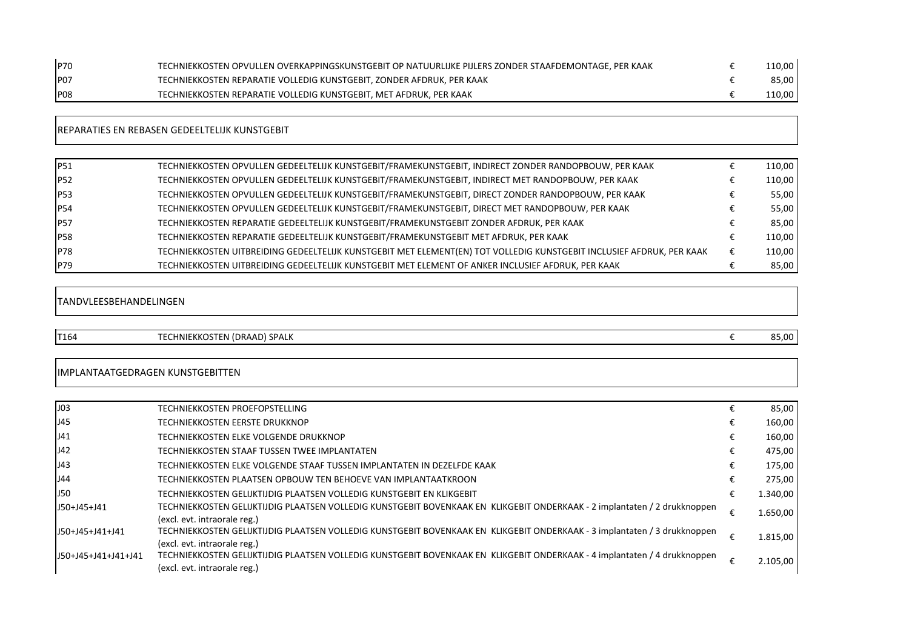| | | | |
|---|---|---|---|
| P70 | TECHNIEKKOSTEN OPVULLEN OVERKAPPINGSKUNSTGEBIT OP NATUURLIJKE PIJLERS ZONDER STAAFDEMONTAGE, PER KAAK | € | 110,00 |
| P07 | TECHNIEKKOSTEN REPARATIE VOLLEDIG KUNSTGEBIT, ZONDER AFDRUK, PER KAAK | € | 85,00 |
| P08 | TECHNIEKKOSTEN REPARATIE VOLLEDIG KUNSTGEBIT, MET AFDRUK, PER KAAK | € | 110,00 |

## REPARATIES EN REBASEN GEDEELTELIJK KUNSTGEBIT

| | | | |
|---|---|---|---|
| P51 | TECHNIEKKOSTEN OPVULLEN GEDEELTELIJK KUNSTGEBIT/FRAMEKUNSTGEBIT, INDIRECT ZONDER RANDOPBOUW, PER KAAK | € | 110,00 |
| P52 | TECHNIEKKOSTEN OPVULLEN GEDEELTELIJK KUNSTGEBIT/FRAMEKUNSTGEBIT, INDIRECT MET RANDOPBOUW, PER KAAK | € | 110,00 |
| P53 | TECHNIEKKOSTEN OPVULLEN GEDEELTELIJK KUNSTGEBIT/FRAMEKUNSTGEBIT, DIRECT ZONDER RANDOPBOUW, PER KAAK | € | 55,00 |
| P54 | TECHNIEKKOSTEN OPVULLEN GEDEELTELIJK KUNSTGEBIT/FRAMEKUNSTGEBIT, DIRECT MET RANDOPBOUW, PER KAAK | € | 55,00 |
| P57 | TECHNIEKKOSTEN REPARATIE GEDEELTELIJK KUNSTGEBIT/FRAMEKUNSTGEBIT ZONDER AFDRUK, PER KAAK | € | 85,00 |
| P58 | TECHNIEKKOSTEN REPARATIE GEDEELTELIJK KUNSTGEBIT/FRAMEKUNSTGEBIT MET AFDRUK, PER KAAK | € | 110,00 |
| P78 | TECHNIEKKOSTEN UITBREIDING GEDEELTELIJK KUNSTGEBIT MET ELEMENT(EN) TOT VOLLEDIG KUNSTGEBIT INCLUSIEF AFDRUK, PER KAAK | € | 110,00 |
| P79 | TECHNIEKKOSTEN UITBREIDING GEDEELTELIJK KUNSTGEBIT MET ELEMENT OF ANKER INCLUSIEF AFDRUK, PER KAAK | € | 85,00 |

## TANDVLEESBEHANDELINGEN

| | | | |
|---|---|---|---|
| T164 | TECHNIEKKOSTEN (DRAAD) SPALK | € | 85,00 |

## IMPLANTAATGEDRAGEN KUNSTGEBITTEN

| | | | |
|---|---|---|---|
| J03 | TECHNIEKKOSTEN PROEFOPSTELLING | € | 85,00 |
| J45 | TECHNIEKKOSTEN EERSTE DRUKKNOP | € | 160,00 |
| J41 | TECHNIEKKOSTEN ELKE VOLGENDE DRUKKNOP | € | 160,00 |
| J42 | TECHNIEKKOSTEN STAAF TUSSEN TWEE IMPLANTATEN | € | 475,00 |
| J43 | TECHNIEKKOSTEN ELKE VOLGENDE STAAF TUSSEN IMPLANTATEN IN DEZELFDE KAAK | € | 175,00 |
| J44 | TECHNIEKKOSTEN PLAATSEN OPBOUW TEN BEHOEVE VAN IMPLANTAATKROON | € | 275,00 |
| J50 | TECHNIEKKOSTEN GELIJKTIJDIG PLAATSEN VOLLEDIG KUNSTGEBIT EN KLIKGEBIT | € | 1.340,00 |
| J50+J45+J41 | TECHNIEKKOSTEN GELIJKTIJDIG PLAATSEN VOLLEDIG KUNSTGEBIT BOVENKAAK EN KLIKGEBIT ONDERKAAK - 2 implantaten / 2 drukknoppen (excl. evt. intraorale reg.) | € | 1.650,00 |
| J50+J45+J41+J41 | TECHNIEKKOSTEN GELIJKTIJDIG PLAATSEN VOLLEDIG KUNSTGEBIT BOVENKAAK EN KLIKGEBIT ONDERKAAK - 3 implantaten / 3 drukknoppen (excl. evt. intraorale reg.) | € | 1.815,00 |
| J50+J45+J41+J41+J41 | TECHNIEKKOSTEN GELIJKTIJDIG PLAATSEN VOLLEDIG KUNSTGEBIT BOVENKAAK EN KLIKGEBIT ONDERKAAK - 4 implantaten / 4 drukknoppen (excl. evt. intraorale reg.) | € | 2.105,00 |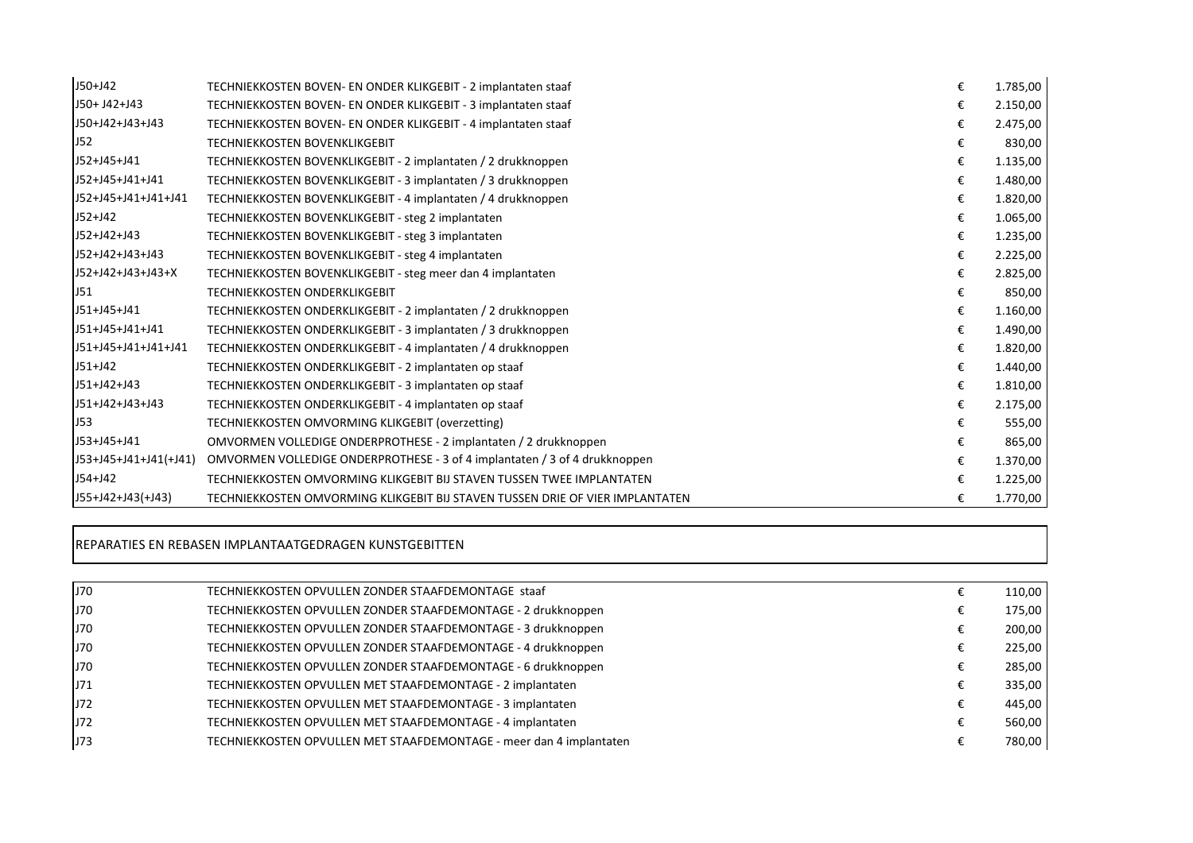| | | | |
|---|---|---|---|
| J50+J42 | TECHNIEKKOSTEN BOVEN- EN ONDER KLIKGEBIT - 2 implantaten staaf | € | 1.785,00 |
| J50+ J42+J43 | TECHNIEKKOSTEN BOVEN- EN ONDER KLIKGEBIT - 3 implantaten staaf | € | 2.150,00 |
| J50+J42+J43+J43 | TECHNIEKKOSTEN BOVEN- EN ONDER KLIKGEBIT - 4 implantaten staaf | € | 2.475,00 |
| J52 | TECHNIEKKOSTEN BOVENKLIKGEBIT | € | 830,00 |
| J52+J45+J41 | TECHNIEKKOSTEN BOVENKLIKGEBIT - 2 implantaten / 2 drukknoppen | € | 1.135,00 |
| J52+J45+J41+J41 | TECHNIEKKOSTEN BOVENKLIKGEBIT - 3 implantaten / 3 drukknoppen | € | 1.480,00 |
| J52+J45+J41+J41+J41 | TECHNIEKKOSTEN BOVENKLIKGEBIT - 4 implantaten / 4 drukknoppen | € | 1.820,00 |
| J52+J42 | TECHNIEKKOSTEN BOVENKLIKGEBIT - steg 2 implantaten | € | 1.065,00 |
| J52+J42+J43 | TECHNIEKKOSTEN BOVENKLIKGEBIT - steg 3 implantaten | € | 1.235,00 |
| J52+J42+J43+J43 | TECHNIEKKOSTEN BOVENKLIKGEBIT - steg 4 implantaten | € | 2.225,00 |
| J52+J42+J43+J43+X | TECHNIEKKOSTEN BOVENKLIKGEBIT - steg meer dan 4 implantaten | € | 2.825,00 |
| J51 | TECHNIEKKOSTEN ONDERKLIKGEBIT | € | 850,00 |
| J51+J45+J41 | TECHNIEKKOSTEN ONDERKLIKGEBIT - 2 implantaten / 2 drukknoppen | € | 1.160,00 |
| J51+J45+J41+J41 | TECHNIEKKOSTEN ONDERKLIKGEBIT - 3 implantaten / 3 drukknoppen | € | 1.490,00 |
| J51+J45+J41+J41+J41 | TECHNIEKKOSTEN ONDERKLIKGEBIT - 4 implantaten / 4 drukknoppen | € | 1.820,00 |
| J51+J42 | TECHNIEKKOSTEN ONDERKLIKGEBIT - 2 implantaten op staaf | € | 1.440,00 |
| J51+J42+J43 | TECHNIEKKOSTEN ONDERKLIKGEBIT - 3 implantaten op staaf | € | 1.810,00 |
| J51+J42+J43+J43 | TECHNIEKKOSTEN ONDERKLIKGEBIT - 4 implantaten op staaf | € | 2.175,00 |
| J53 | TECHNIEKKOSTEN OMVORMING KLIKGEBIT (overzetting) | € | 555,00 |
| J53+J45+J41 | OMVORMEN VOLLEDIGE ONDERPROTHESE - 2 implantaten / 2 drukknoppen | € | 865,00 |
| J53+J45+J41+J41(+J41) | OMVORMEN VOLLEDIGE ONDERPROTHESE - 3 of 4 implantaten / 3 of 4 drukknoppen | € | 1.370,00 |
| J54+J42 | TECHNIEKKOSTEN OMVORMING KLIKGEBIT BIJ STAVEN TUSSEN TWEE IMPLANTATEN | € | 1.225,00 |
| J55+J42+J43(+J43) | TECHNIEKKOSTEN OMVORMING KLIKGEBIT BIJ STAVEN TUSSEN DRIE OF VIER IMPLANTATEN | € | 1.770,00 |

## REPARATIES EN REBASEN IMPLANTAATGEDRAGEN KUNSTGEBITTEN

| | | | |
|---|---|---|---|
| J70 | TECHNIEKKOSTEN OPVULLEN ZONDER STAAFDEMONTAGE staaf | € | 110,00 |
| J70 | TECHNIEKKOSTEN OPVULLEN ZONDER STAAFDEMONTAGE - 2 drukknoppen | € | 175,00 |
| J70 | TECHNIEKKOSTEN OPVULLEN ZONDER STAAFDEMONTAGE - 3 drukknoppen | € | 200,00 |
| J70 | TECHNIEKKOSTEN OPVULLEN ZONDER STAAFDEMONTAGE - 4 drukknoppen | € | 225,00 |
| J70 | TECHNIEKKOSTEN OPVULLEN ZONDER STAAFDEMONTAGE - 6 drukknoppen | € | 285,00 |
| J71 | TECHNIEKKOSTEN OPVULLEN MET STAAFDEMONTAGE - 2 implantaten | € | 335,00 |
| J72 | TECHNIEKKOSTEN OPVULLEN MET STAAFDEMONTAGE - 3 implantaten | € | 445,00 |
| J72 | TECHNIEKKOSTEN OPVULLEN MET STAAFDEMONTAGE - 4 implantaten | € | 560,00 |
| J73 | TECHNIEKKOSTEN OPVULLEN MET STAAFDEMONTAGE - meer dan 4 implantaten | € | 780,00 |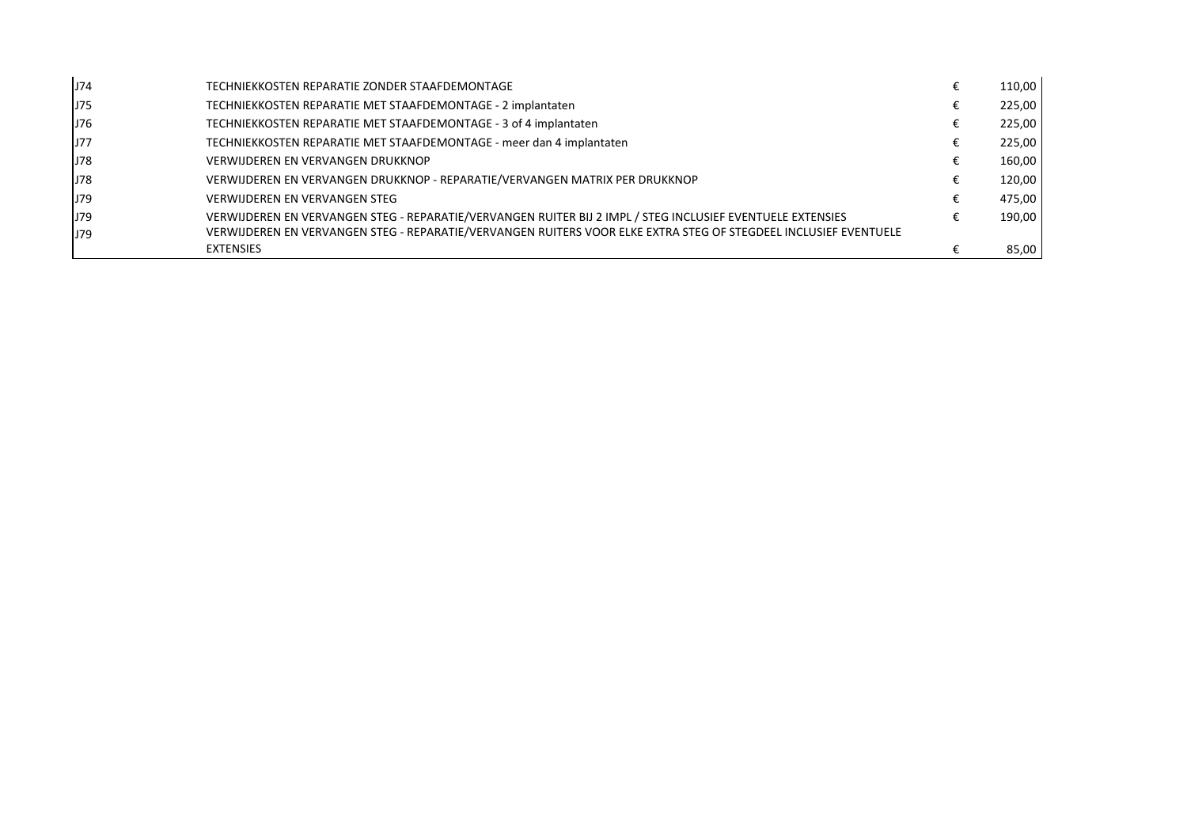| | | | |
|---|---|---|---|
| J74 | TECHNIEKKOSTEN REPARATIE ZONDER STAAFDEMONTAGE | € | 110,00 |
| J75 | TECHNIEKKOSTEN REPARATIE MET STAAFDEMONTAGE - 2 implantaten | € | 225,00 |
| J76 | TECHNIEKKOSTEN REPARATIE MET STAAFDEMONTAGE - 3 of 4 implantaten | € | 225,00 |
| J77 | TECHNIEKKOSTEN REPARATIE MET STAAFDEMONTAGE - meer dan 4 implantaten | € | 225,00 |
| J78 | VERWIJDEREN EN VERVANGEN DRUKKNOP | € | 160,00 |
| J78 | VERWIJDEREN EN VERVANGEN DRUKKNOP - REPARATIE/VERVANGEN MATRIX PER DRUKKNOP | € | 120,00 |
| J79 | VERWIJDEREN EN VERVANGEN STEG | € | 475,00 |
| J79 | VERWIJDEREN EN VERVANGEN STEG - REPARATIE/VERVANGEN RUITER BIJ 2 IMPL / STEG INCLUSIEF EVENTUELE EXTENSIES | € | 190,00 |
| J79 | VERWIJDEREN EN VERVANGEN STEG - REPARATIE/VERVANGEN RUITERS VOOR ELKE EXTRA STEG OF STEGDEEL INCLUSIEF EVENTUELE EXTENSIES | € | 85,00 |